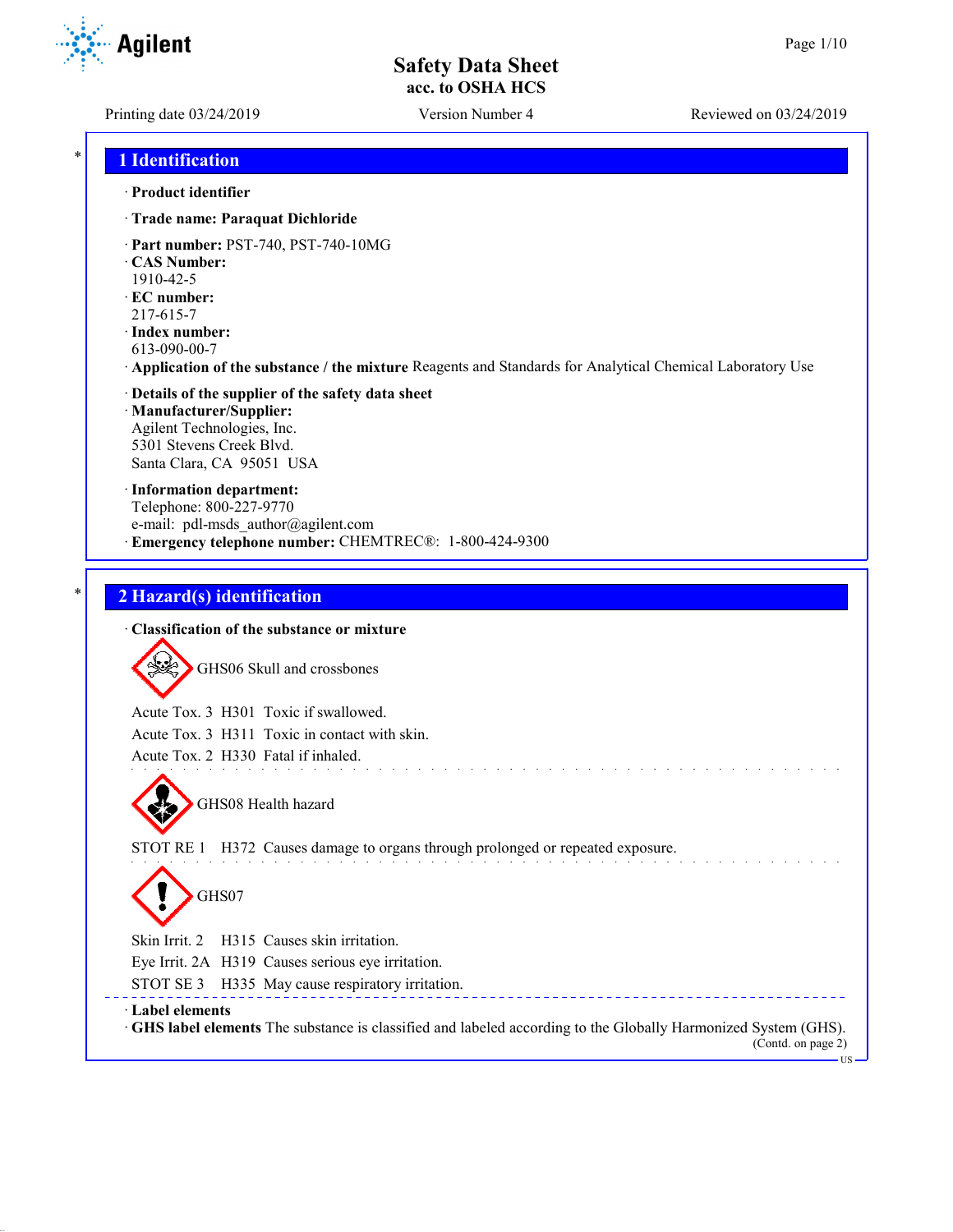Safety Data Sheet
acc. to OSHA HCS

Printing date 03/24/2019 | Version Number 4 | Reviewed on 03/24/2019

## 1 Identification

· **Product identifier**

· **Trade name: Paraquat Dichloride**

· **Part number:** PST-740, PST-740-10MG
· **CAS Number:**
1910-42-5
· **EC number:**
217-615-7
· **Index number:**
613-090-00-7
· **Application of the substance / the mixture** Reagents and Standards for Analytical Chemical Laboratory Use

· **Details of the supplier of the safety data sheet**
· **Manufacturer/Supplier:**
Agilent Technologies, Inc.
5301 Stevens Creek Blvd.
Santa Clara, CA 95051 USA

· **Information department:**
Telephone: 800-227-9770
e-mail: pdl-msds_author@agilent.com
· **Emergency telephone number:** CHEMTREC®: 1-800-424-9300

## 2 Hazard(s) identification

· **Classification of the substance or mixture**

GHS06 Skull and crossbones

Acute Tox. 3 H301 Toxic if swallowed.
Acute Tox. 3 H311 Toxic in contact with skin.
Acute Tox. 2 H330 Fatal if inhaled.

GHS08 Health hazard

STOT RE 1 H372 Causes damage to organs through prolonged or repeated exposure.

GHS07

Skin Irrit. 2 H315 Causes skin irritation.
Eye Irrit. 2A H319 Causes serious eye irritation.
STOT SE 3 H335 May cause respiratory irritation.

· **Label elements**
· **GHS label elements** The substance is classified and labeled according to the Globally Harmonized System (GHS).

(Contd. on page 2)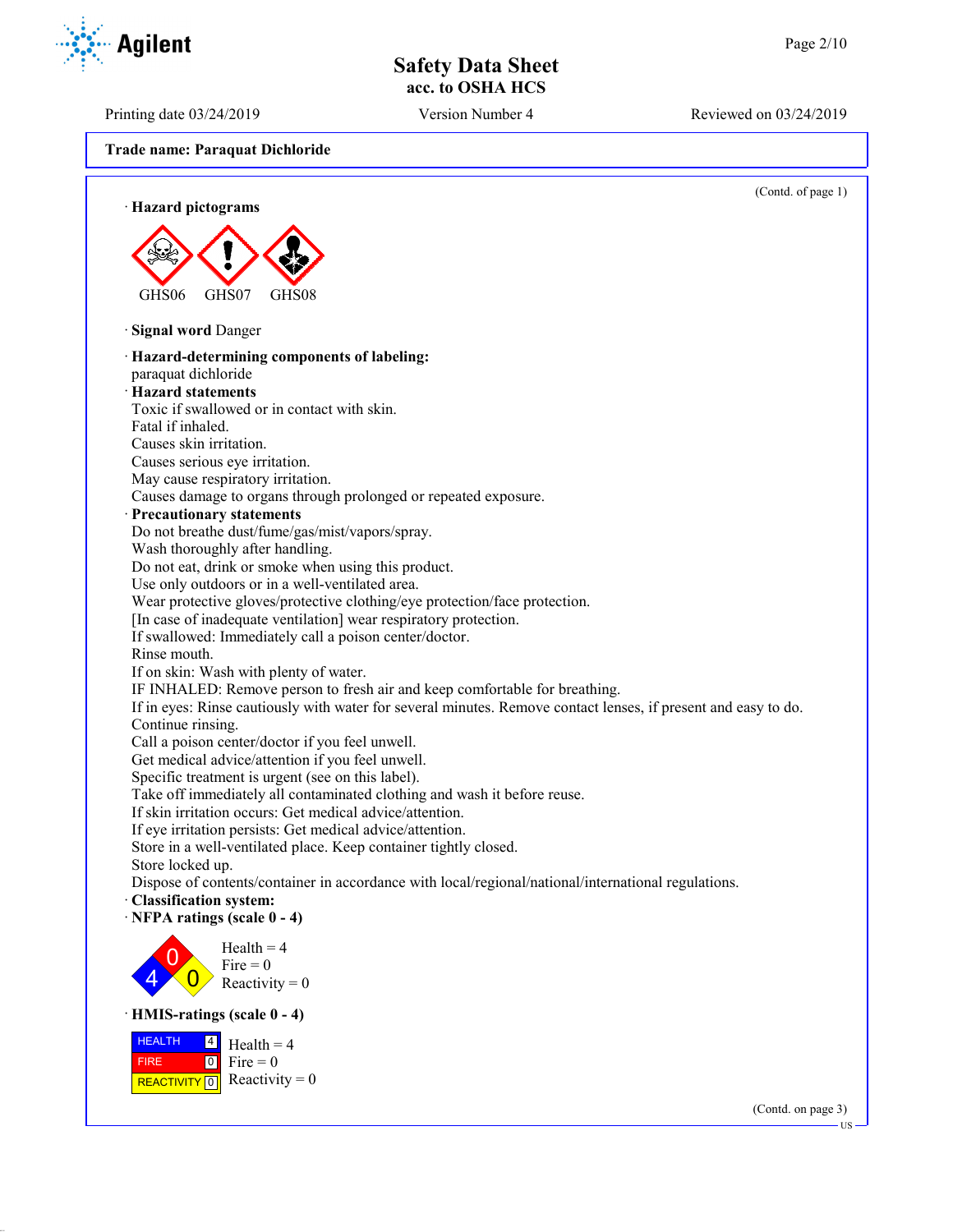**Trade name: Paraquat Dichloride**

(Contd. of page 1)

· **Hazard pictograms**

GHS06 GHS07 GHS08

· **Signal word** Danger

· **Hazard-determining components of labeling:**
paraquat dichloride

· **Hazard statements**
Toxic if swallowed or in contact with skin.
Fatal if inhaled.
Causes skin irritation.
Causes serious eye irritation.
May cause respiratory irritation.
Causes damage to organs through prolonged or repeated exposure.

· **Precautionary statements**
Do not breathe dust/fume/gas/mist/vapors/spray.
Wash thoroughly after handling.
Do not eat, drink or smoke when using this product.
Use only outdoors or in a well-ventilated area.
Wear protective gloves/protective clothing/eye protection/face protection.
[In case of inadequate ventilation] wear respiratory protection.
If swallowed: Immediately call a poison center/doctor.
Rinse mouth.
If on skin: Wash with plenty of water.
IF INHALED: Remove person to fresh air and keep comfortable for breathing.
If in eyes: Rinse cautiously with water for several minutes. Remove contact lenses, if present and easy to do. Continue rinsing.
Call a poison center/doctor if you feel unwell.
Get medical advice/attention if you feel unwell.
Specific treatment is urgent (see on this label).
Take off immediately all contaminated clothing and wash it before reuse.
If skin irritation occurs: Get medical advice/attention.
If eye irritation persists: Get medical advice/attention.
Store in a well-ventilated place. Keep container tightly closed.
Store locked up.
Dispose of contents/container in accordance with local/regional/national/international regulations.

· **Classification system:**

· **NFPA ratings (scale 0 - 4)**

Health = 4
Fire = 0
Reactivity = 0

· **HMIS-ratings (scale 0 - 4)**

| | | |
|---|---|---|
| HEALTH | 4 | Health = 4 |
| FIRE | 0 | Fire = 0 |
| REACTIVITY | 0 | Reactivity = 0 |

(Contd. on page 3)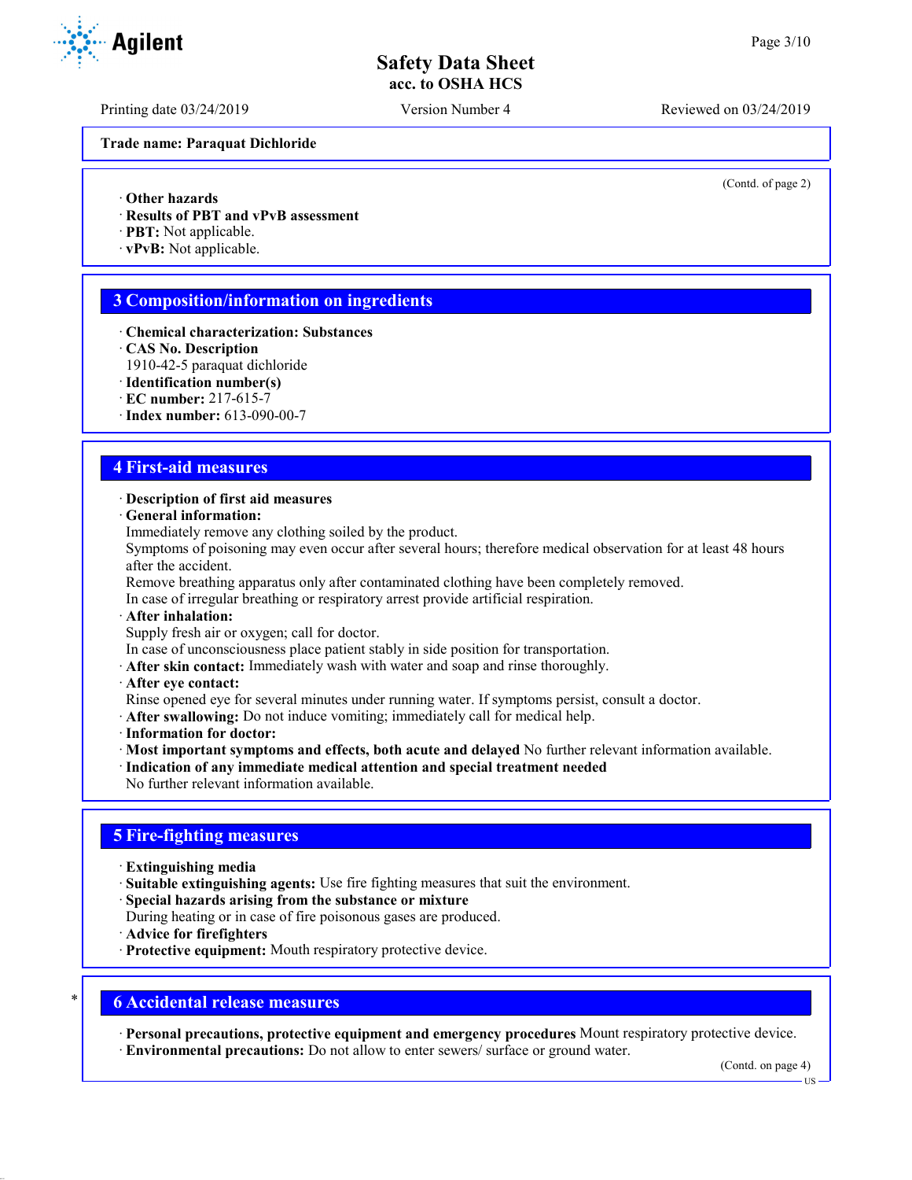Trade name: Paraquat Dichloride

(Contd. of page 2)

· **Other hazards**
· **Results of PBT and vPvB assessment**
· **PBT:** Not applicable.
· **vPvB:** Not applicable.

## 3 Composition/information on ingredients

· **Chemical characterization: Substances**
· **CAS No. Description**
1910-42-5 paraquat dichloride
· **Identification number(s)**
· **EC number:** 217-615-7
· **Index number:** 613-090-00-7

## 4 First-aid measures

· **Description of first aid measures**
· **General information:**
Immediately remove any clothing soiled by the product.
Symptoms of poisoning may even occur after several hours; therefore medical observation for at least 48 hours after the accident.
Remove breathing apparatus only after contaminated clothing have been completely removed.
In case of irregular breathing or respiratory arrest provide artificial respiration.
· **After inhalation:**
Supply fresh air or oxygen; call for doctor.
In case of unconsciousness place patient stably in side position for transportation.
· **After skin contact:** Immediately wash with water and soap and rinse thoroughly.
· **After eye contact:**
Rinse opened eye for several minutes under running water. If symptoms persist, consult a doctor.
· **After swallowing:** Do not induce vomiting; immediately call for medical help.
· **Information for doctor:**
· **Most important symptoms and effects, both acute and delayed** No further relevant information available.
· **Indication of any immediate medical attention and special treatment needed**
No further relevant information available.

## 5 Fire-fighting measures

· **Extinguishing media**
· **Suitable extinguishing agents:** Use fire fighting measures that suit the environment.
· **Special hazards arising from the substance or mixture**
During heating or in case of fire poisonous gases are produced.
· **Advice for firefighters**
· **Protective equipment:** Mouth respiratory protective device.

## * 6 Accidental release measures

· **Personal precautions, protective equipment and emergency procedures** Mount respiratory protective device.
· **Environmental precautions:** Do not allow to enter sewers/ surface or ground water.

(Contd. on page 4)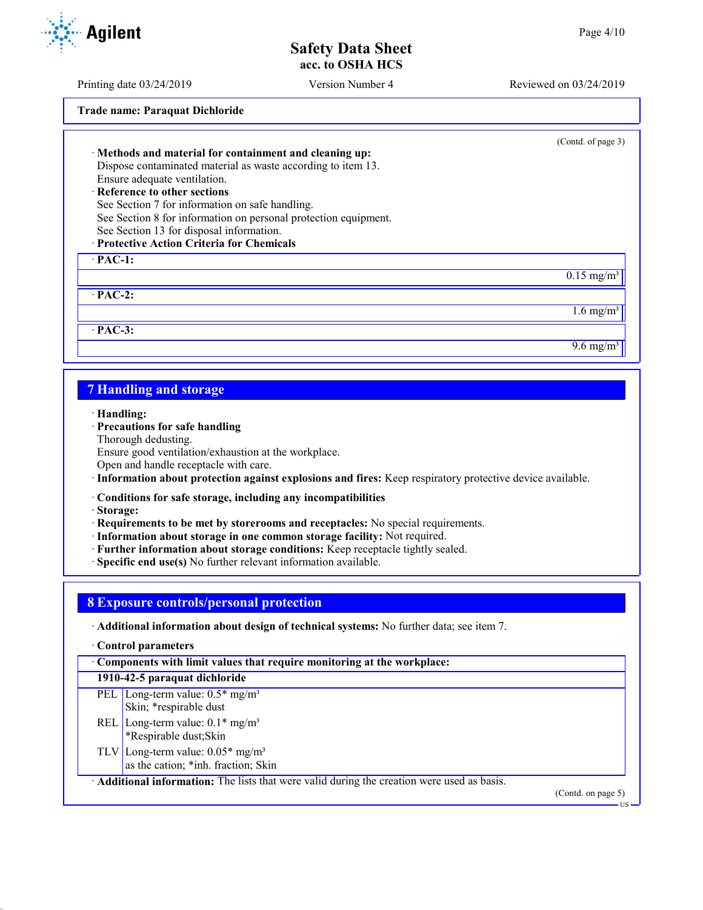**Trade name: Paraquat Dichloride**

(Contd. of page 3)

· **Methods and material for containment and cleaning up:**
Dispose contaminated material as waste according to item 13.
Ensure adequate ventilation.
· **Reference to other sections**
See Section 7 for information on safe handling.
See Section 8 for information on personal protection equipment.
See Section 13 for disposal information.
· **Protective Action Criteria for Chemicals**

| · PAC-1: | |
|---|---|
| | 0.15 mg/m³ |
| **· PAC-2:** | |
| | 1.6 mg/m³ |
| **· PAC-3:** | |
| | 9.6 mg/m³ |

## 7 Handling and storage

· **Handling:**
· **Precautions for safe handling**
Thorough dedusting.
Ensure good ventilation/exhaustion at the workplace.
Open and handle receptacle with care.
· **Information about protection against explosions and fires:** Keep respiratory protective device available.

· **Conditions for safe storage, including any incompatibilities**
· **Storage:**
· **Requirements to be met by storerooms and receptacles:** No special requirements.
· **Information about storage in one common storage facility:** Not required.
· **Further information about storage conditions:** Keep receptacle tightly sealed.
· **Specific end use(s)** No further relevant information available.

## 8 Exposure controls/personal protection

· **Additional information about design of technical systems:** No further data; see item 7.

· **Control parameters**

| · Components with limit values that require monitoring at the workplace: | |
|---|---|
| **1910-42-5 paraquat dichloride** | |
| PEL | Long-term value: 0.5* mg/m³<br>Skin; *respirable dust |
| REL | Long-term value: 0.1* mg/m³<br>*Respirable dust;Skin |
| TLV | Long-term value: 0.05* mg/m³<br>as the cation; *inh. fraction; Skin |

· **Additional information:** The lists that were valid during the creation were used as basis.

(Contd. on page 5)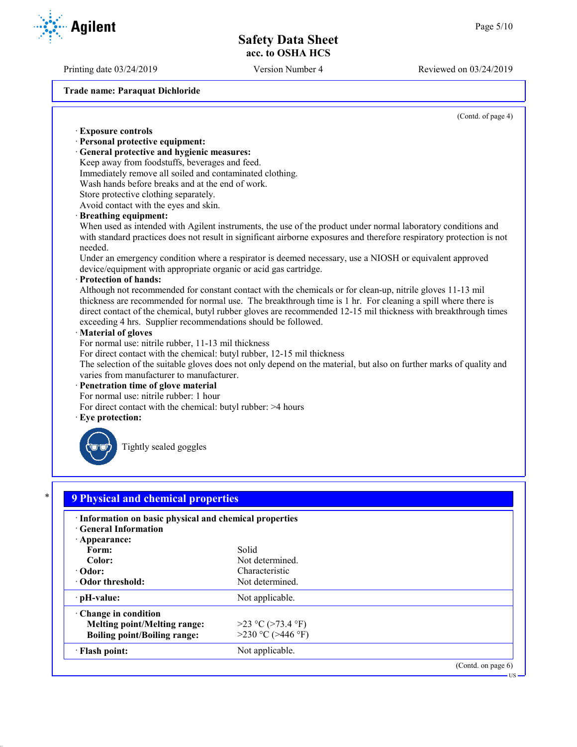Trade name: Paraquat Dichloride

(Contd. of page 4)

· **Exposure controls**
· **Personal protective equipment:**
· **General protective and hygienic measures:**
Keep away from foodstuffs, beverages and feed.
Immediately remove all soiled and contaminated clothing.
Wash hands before breaks and at the end of work.
Store protective clothing separately.
Avoid contact with the eyes and skin.
· **Breathing equipment:**
When used as intended with Agilent instruments, the use of the product under normal laboratory conditions and with standard practices does not result in significant airborne exposures and therefore respiratory protection is not needed.
Under an emergency condition where a respirator is deemed necessary, use a NIOSH or equivalent approved device/equipment with appropriate organic or acid gas cartridge.
· **Protection of hands:**
Although not recommended for constant contact with the chemicals or for clean-up, nitrile gloves 11-13 mil thickness are recommended for normal use. The breakthrough time is 1 hr. For cleaning a spill where there is direct contact of the chemical, butyl rubber gloves are recommended 12-15 mil thickness with breakthrough times exceeding 4 hrs. Supplier recommendations should be followed.
· **Material of gloves**
For normal use: nitrile rubber, 11-13 mil thickness
For direct contact with the chemical: butyl rubber, 12-15 mil thickness
The selection of the suitable gloves does not only depend on the material, but also on further marks of quality and varies from manufacturer to manufacturer.
· **Penetration time of glove material**
For normal use: nitrile rubber: 1 hour
For direct contact with the chemical: butyl rubber: >4 hours
· **Eye protection:**

Tightly sealed goggles

## 9 Physical and chemical properties

· **Information on basic physical and chemical properties**
· **General Information**

| | |
|---|---|
| · **Appearance:** | |
| **Form:** | Solid |
| **Color:** | Not determined. |
| · **Odor:** | Characteristic |
| · **Odor threshold:** | Not determined. |
| · **pH-value:** | Not applicable. |
| · **Change in condition** | |
| **Melting point/Melting range:** | >23 °C (>73.4 °F) |
| **Boiling point/Boiling range:** | >230 °C (>446 °F) |
| · **Flash point:** | Not applicable. |

(Contd. on page 6)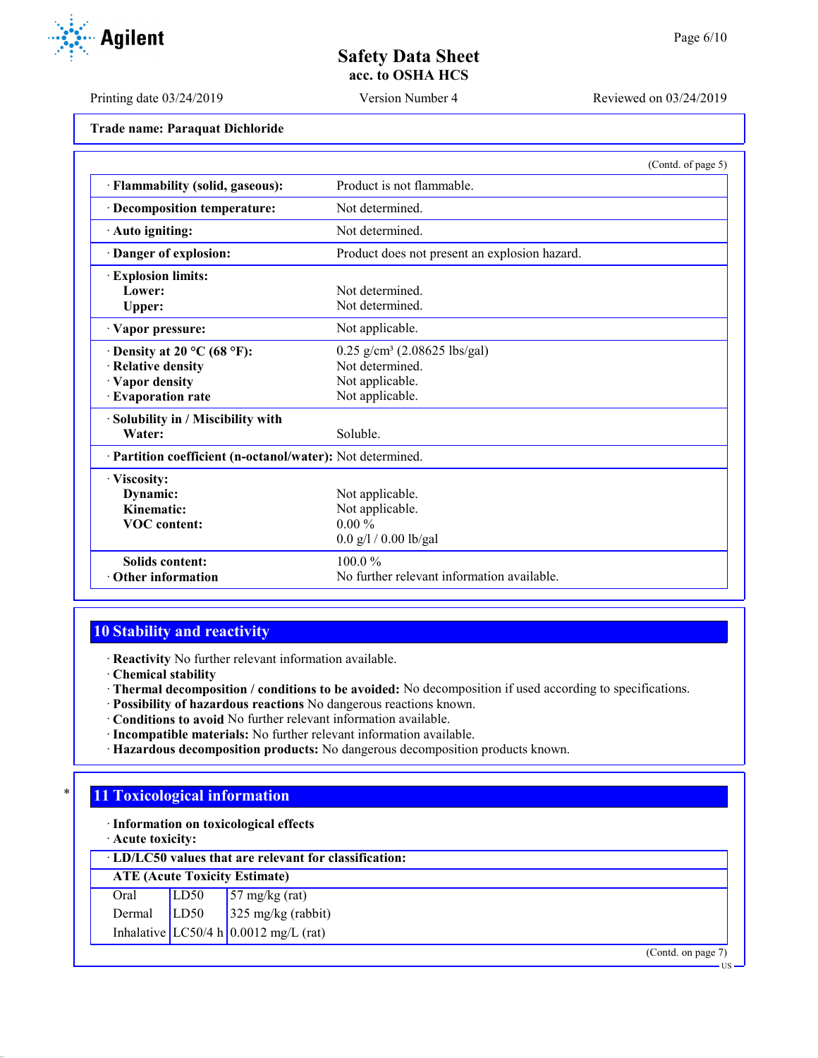**Trade name: Paraquat Dichloride**

(Contd. of page 5)

| | |
|---|---|
| · **Flammability (solid, gaseous):** | Product is not flammable. |
| · **Decomposition temperature:** | Not determined. |
| · **Auto igniting:** | Not determined. |
| · **Danger of explosion:** | Product does not present an explosion hazard. |
| · **Explosion limits:** | |
| **Lower:** | Not determined. |
| **Upper:** | Not determined. |
| · **Vapor pressure:** | Not applicable. |
| · **Density at 20 °C (68 °F):** | 0.25 g/cm³ (2.08625 lbs/gal) |
| · **Relative density** | Not determined. |
| · **Vapor density** | Not applicable. |
| · **Evaporation rate** | Not applicable. |
| · **Solubility in / Miscibility with** | |
| **Water:** | Soluble. |
| · **Partition coefficient (n-octanol/water):** | Not determined. |
| · **Viscosity:** | |
| **Dynamic:** | Not applicable. |
| **Kinematic:** | Not applicable. |
| **VOC content:** | 0.00 % |
| | 0.0 g/l / 0.00 lb/gal |
| **Solids content:** | 100.0 % |
| · **Other information** | No further relevant information available. |

## 10 Stability and reactivity

· **Reactivity** No further relevant information available.
· **Chemical stability**
· **Thermal decomposition / conditions to be avoided:** No decomposition if used according to specifications.
· **Possibility of hazardous reactions** No dangerous reactions known.
· **Conditions to avoid** No further relevant information available.
· **Incompatible materials:** No further relevant information available.
· **Hazardous decomposition products:** No dangerous decomposition products known.

## * 11 Toxicological information

· **Information on toxicological effects**
· **Acute toxicity:**

| · **LD/LC50 values that are relevant for classification:** | | |
|---|---|---|
| **ATE (Acute Toxicity Estimate)** | | |
| Oral | LD50 | 57 mg/kg (rat) |
| Dermal | LD50 | 325 mg/kg (rabbit) |
| Inhalative | LC50/4 h | 0.0012 mg/L (rat) |

(Contd. on page 7)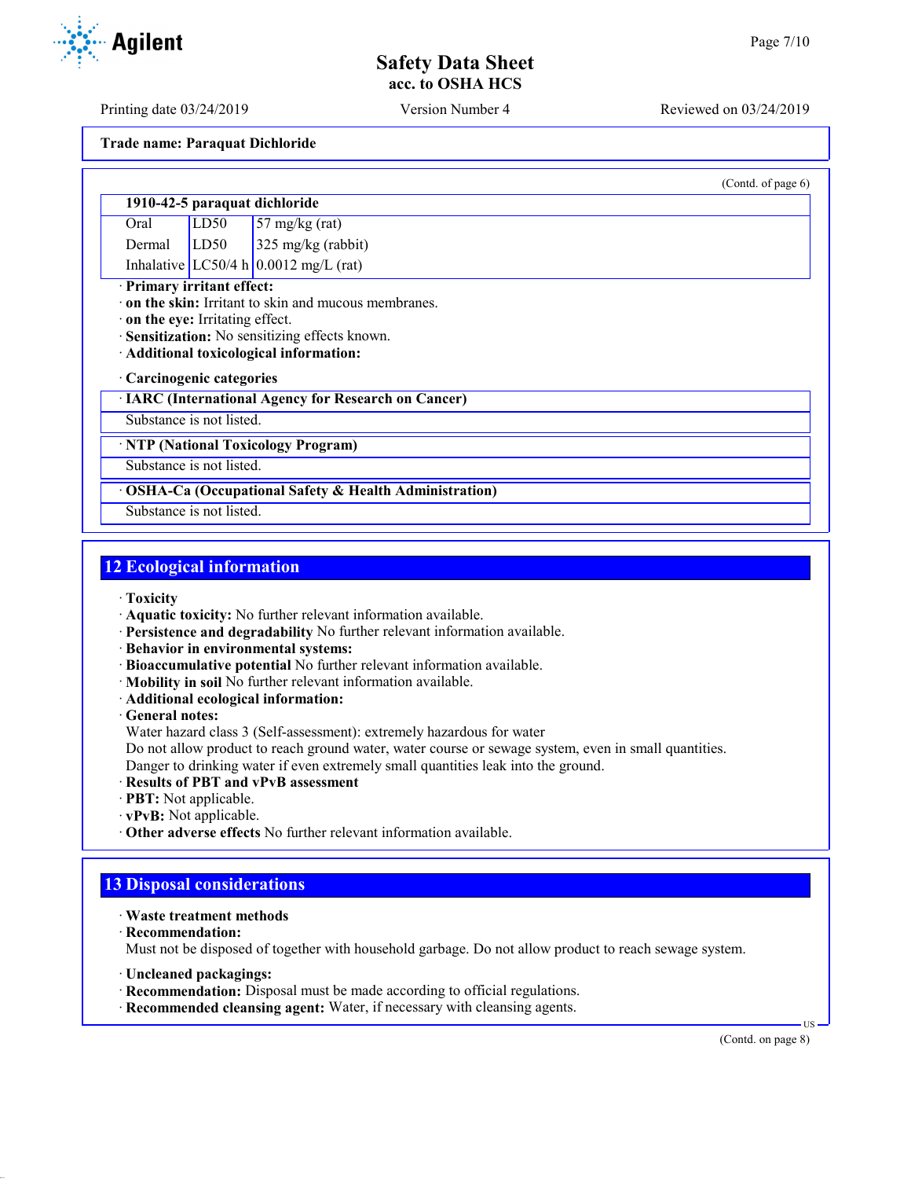Trade name: Paraquat Dichloride

(Contd. of page 6)

| 1910-42-5 paraquat dichloride | | |
|---|---|---|
| Oral | LD50 | 57 mg/kg (rat) |
| Dermal | LD50 | 325 mg/kg (rabbit) |
| Inhalative | LC50/4 h | 0.0012 mg/L (rat) |

· **Primary irritant effect:**
· **on the skin:** Irritant to skin and mucous membranes.
· **on the eye:** Irritating effect.
· **Sensitization:** No sensitizing effects known.
· **Additional toxicological information:**

· **Carcinogenic categories**

| · IARC (International Agency for Research on Cancer) |
|---|
| Substance is not listed. |

| · NTP (National Toxicology Program) |
|---|
| Substance is not listed. |

| · OSHA-Ca (Occupational Safety & Health Administration) |
|---|
| Substance is not listed. |

## 12 Ecological information

· **Toxicity**
· **Aquatic toxicity:** No further relevant information available.
· **Persistence and degradability** No further relevant information available.
· **Behavior in environmental systems:**
· **Bioaccumulative potential** No further relevant information available.
· **Mobility in soil** No further relevant information available.
· **Additional ecological information:**
· **General notes:**
Water hazard class 3 (Self-assessment): extremely hazardous for water
Do not allow product to reach ground water, water course or sewage system, even in small quantities.
Danger to drinking water if even extremely small quantities leak into the ground.
· **Results of PBT and vPvB assessment**
· **PBT:** Not applicable.
· **vPvB:** Not applicable.
· **Other adverse effects** No further relevant information available.

## 13 Disposal considerations

· **Waste treatment methods**
· **Recommendation:**
Must not be disposed of together with household garbage. Do not allow product to reach sewage system.

· **Uncleaned packagings:**
· **Recommendation:** Disposal must be made according to official regulations.
· **Recommended cleansing agent:** Water, if necessary with cleansing agents.

(Contd. on page 8)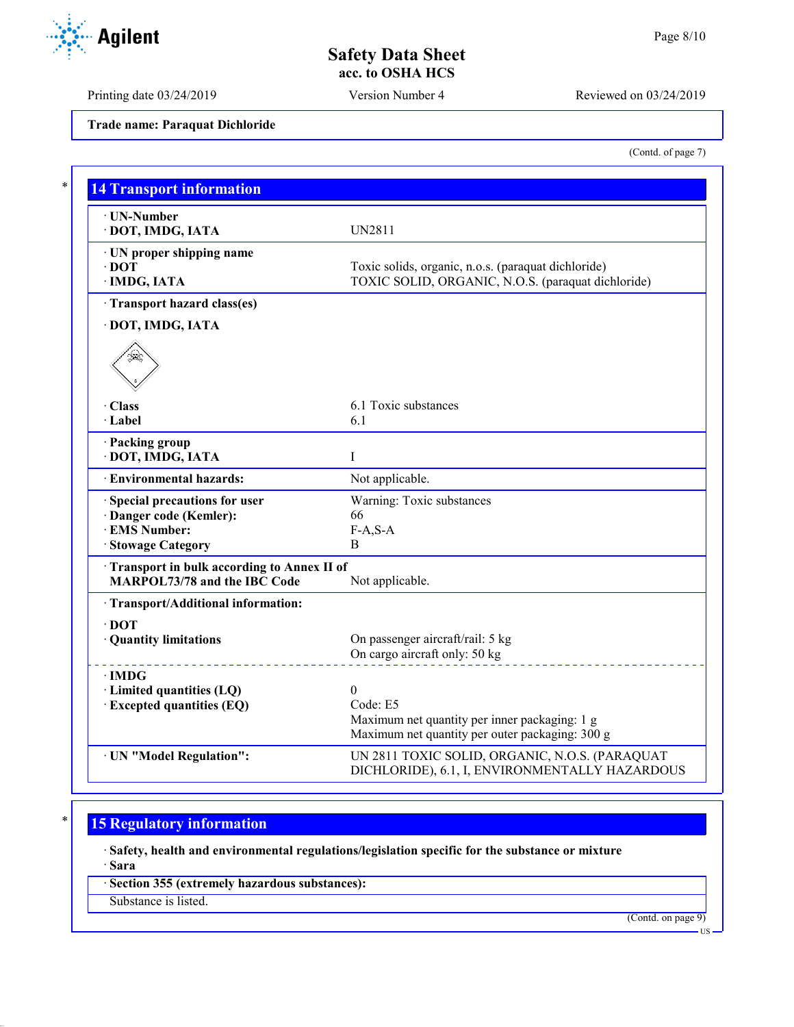**Trade name: Paraquat Dichloride**

(Contd. of page 7)

## 14 Transport information

| | |
|---|---|
| · UN-Number<br>· DOT, IMDG, IATA | UN2811 |
| · UN proper shipping name<br>· DOT<br>· IMDG, IATA | <br>Toxic solids, organic, n.o.s. (paraquat dichloride)<br>TOXIC SOLID, ORGANIC, N.O.S. (paraquat dichloride) |
| · Transport hazard class(es)<br>· DOT, IMDG, IATA | |
| · Class<br>· Label | 6.1 Toxic substances<br>6.1 |
| · Packing group<br>· DOT, IMDG, IATA | I |
| · Environmental hazards: | Not applicable. |
| · Special precautions for user<br>· Danger code (Kemler):<br>· EMS Number:<br>· Stowage Category | Warning: Toxic substances<br>66<br>F-A,S-A<br>B |
| · Transport in bulk according to Annex II of MARPOL73/78 and the IBC Code | Not applicable. |
| · Transport/Additional information: | |
| · DOT<br>· Quantity limitations | On passenger aircraft/rail: 5 kg<br>On cargo aircraft only: 50 kg |
| · IMDG<br>· Limited quantities (LQ)<br>· Excepted quantities (EQ) | <br>0<br>Code: E5<br>Maximum net quantity per inner packaging: 1 g<br>Maximum net quantity per outer packaging: 300 g |
| · UN "Model Regulation": | UN 2811 TOXIC SOLID, ORGANIC, N.O.S. (PARAQUAT DICHLORIDE), 6.1, I, ENVIRONMENTALLY HAZARDOUS |

## 15 Regulatory information

· **Safety, health and environmental regulations/legislation specific for the substance or mixture**
· **Sara**

| · Section 355 (extremely hazardous substances): |
|---|
| Substance is listed. |

(Contd. on page 9)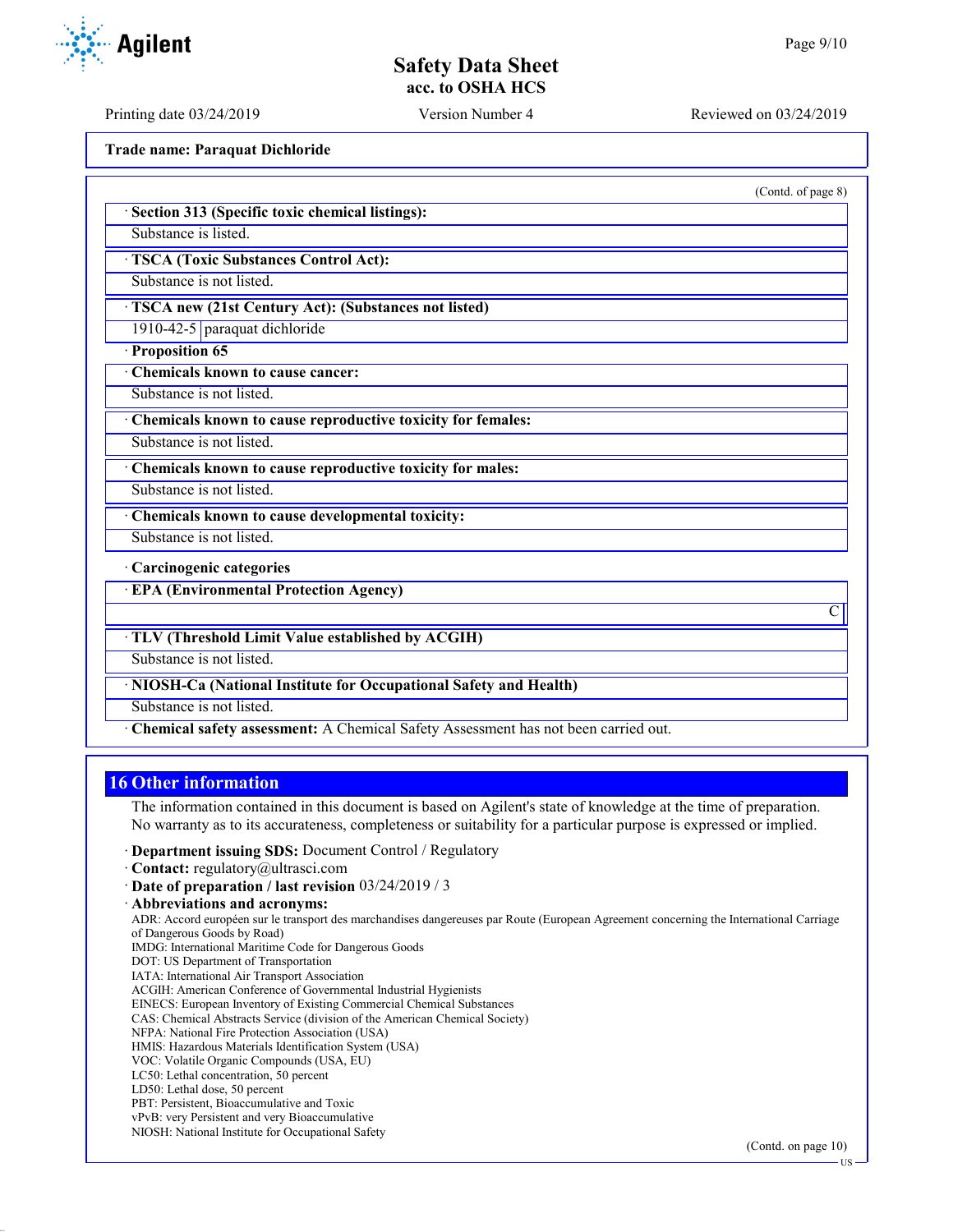(Contd. of page 8)

· **Section 313 (Specific toxic chemical listings):**

Substance is listed.

· **TSCA (Toxic Substances Control Act):**

Substance is not listed.

· **TSCA new (21st Century Act): (Substances not listed)**

| 1910-42-5 | paraquat dichloride |
|---|---|

· **Proposition 65**

· **Chemicals known to cause cancer:**

Substance is not listed.

· **Chemicals known to cause reproductive toxicity for females:**

Substance is not listed.

· **Chemicals known to cause reproductive toxicity for males:**

Substance is not listed.

· **Chemicals known to cause developmental toxicity:**

Substance is not listed.

· **Carcinogenic categories**

· **EPA (Environmental Protection Agency)**

C

· **TLV (Threshold Limit Value established by ACGIH)**

Substance is not listed.

· **NIOSH-Ca (National Institute for Occupational Safety and Health)**

Substance is not listed.

· **Chemical safety assessment:** A Chemical Safety Assessment has not been carried out.

## 16 Other information

The information contained in this document is based on Agilent's state of knowledge at the time of preparation. No warranty as to its accurateness, completeness or suitability for a particular purpose is expressed or implied.

· **Department issuing SDS:** Document Control / Regulatory
· **Contact:** regulatory@ultrasci.com
· **Date of preparation / last revision** 03/24/2019 / 3
· **Abbreviations and acronyms:**

ADR: Accord européen sur le transport des marchandises dangereuses par Route (European Agreement concerning the International Carriage of Dangerous Goods by Road)
IMDG: International Maritime Code for Dangerous Goods
DOT: US Department of Transportation
IATA: International Air Transport Association
ACGIH: American Conference of Governmental Industrial Hygienists
EINECS: European Inventory of Existing Commercial Chemical Substances
CAS: Chemical Abstracts Service (division of the American Chemical Society)
NFPA: National Fire Protection Association (USA)
HMIS: Hazardous Materials Identification System (USA)
VOC: Volatile Organic Compounds (USA, EU)
LC50: Lethal concentration, 50 percent
LD50: Lethal dose, 50 percent
PBT: Persistent, Bioaccumulative and Toxic
vPvB: very Persistent and very Bioaccumulative
NIOSH: National Institute for Occupational Safety

(Contd. on page 10)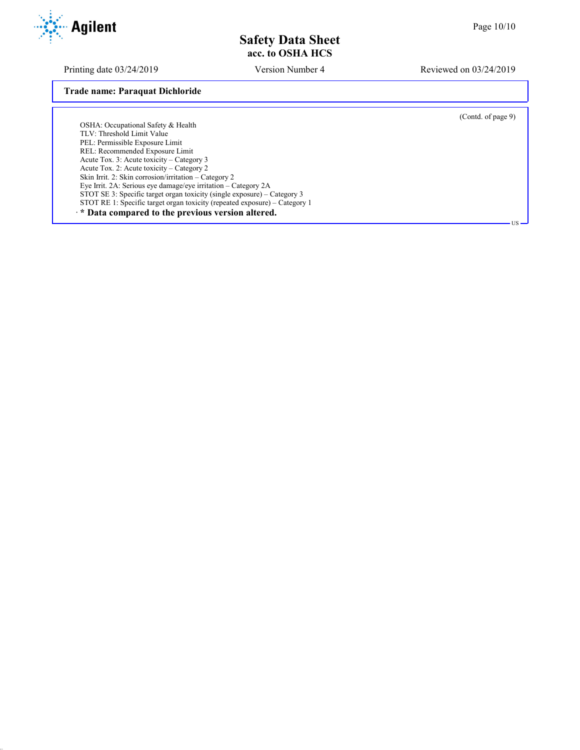**Trade name: Paraquat Dichloride**

(Contd. of page 9)

OSHA: Occupational Safety & Health
TLV: Threshold Limit Value
PEL: Permissible Exposure Limit
REL: Recommended Exposure Limit
Acute Tox. 3: Acute toxicity – Category 3
Acute Tox. 2: Acute toxicity – Category 2
Skin Irrit. 2: Skin corrosion/irritation – Category 2
Eye Irrit. 2A: Serious eye damage/eye irritation – Category 2A
STOT SE 3: Specific target organ toxicity (single exposure) – Category 3
STOT RE 1: Specific target organ toxicity (repeated exposure) – Category 1

· **\* Data compared to the previous version altered.**

US